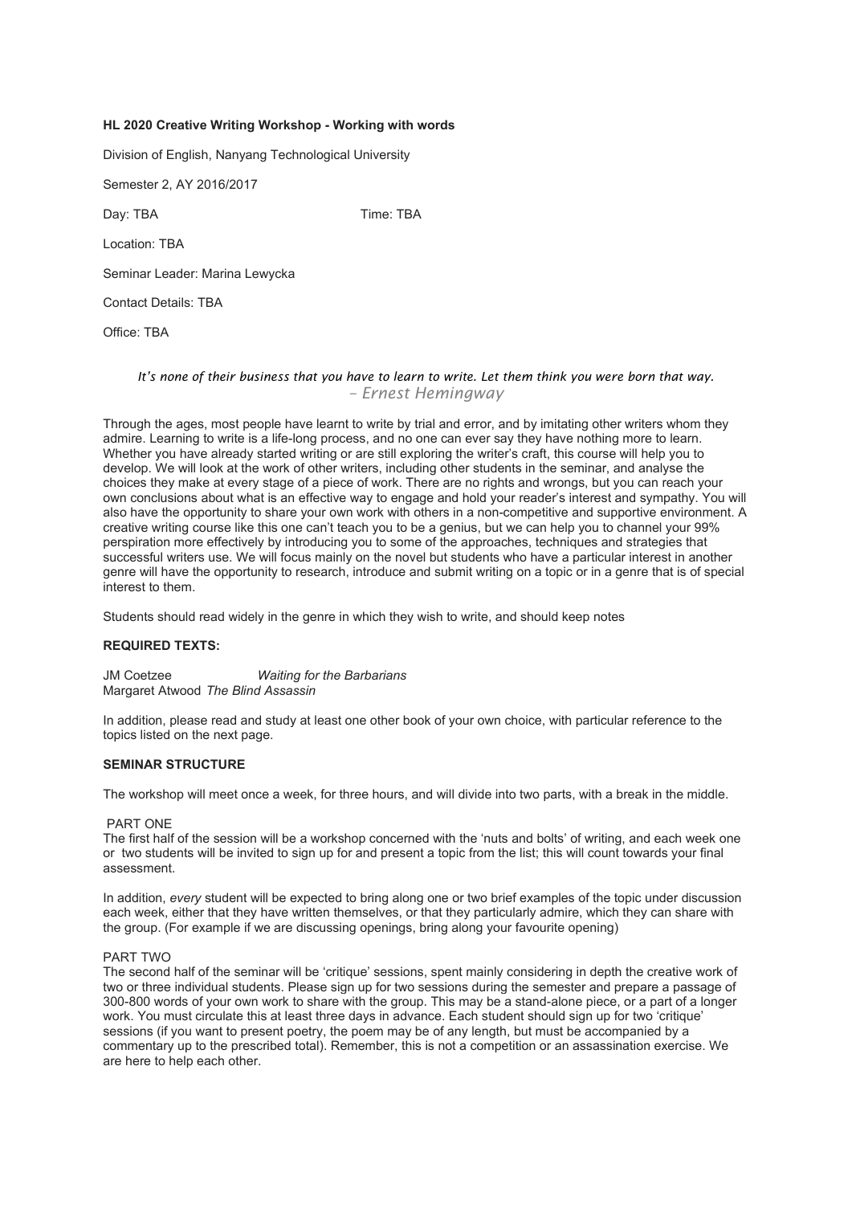**HL 2020 Creative Writing Workshop - Working with words**

Division of English, Nanyang Technological University

Semester 2, AY 2016/2017

Day: TBA Time: TBA

Location: TBA

Seminar Leader: Marina Lewycka

Contact Details: TBA

Office: TBA

*It's none of their business that you have to learn to write. Let them think you were born that way.*
*– Ernest Hemingway*

Through the ages, most people have learnt to write by trial and error, and by imitating other writers whom they admire. Learning to write is a life-long process, and no one can ever say they have nothing more to learn. Whether you have already started writing or are still exploring the writer's craft, this course will help you to develop. We will look at the work of other writers, including other students in the seminar, and analyse the choices they make at every stage of a piece of work. There are no rights and wrongs, but you can reach your own conclusions about what is an effective way to engage and hold your reader's interest and sympathy. You will also have the opportunity to share your own work with others in a non-competitive and supportive environment. A creative writing course like this one can't teach you to be a genius, but we can help you to channel your 99% perspiration more effectively by introducing you to some of the approaches, techniques and strategies that successful writers use. We will focus mainly on the novel but students who have a particular interest in another genre will have the opportunity to research, introduce and submit writing on a topic or in a genre that is of special interest to them.

Students should read widely in the genre in which they wish to write, and should keep notes

**REQUIRED TEXTS:**

JM Coetzee *Waiting for the Barbarians*
Margaret Atwood *The Blind Assassin*

In addition, please read and study at least one other book of your own choice, with particular reference to the topics listed on the next page.

**SEMINAR STRUCTURE**

The workshop will meet once a week, for three hours, and will divide into two parts, with a break in the middle.

PART ONE
The first half of the session will be a workshop concerned with the 'nuts and bolts' of writing, and each week one or two students will be invited to sign up for and present a topic from the list; this will count towards your final assessment.

In addition, *every* student will be expected to bring along one or two brief examples of the topic under discussion each week, either that they have written themselves, or that they particularly admire, which they can share with the group. (For example if we are discussing openings, bring along your favourite opening)

PART TWO
The second half of the seminar will be 'critique' sessions, spent mainly considering in depth the creative work of two or three individual students. Please sign up for two sessions during the semester and prepare a passage of 300-800 words of your own work to share with the group. This may be a stand-alone piece, or a part of a longer work. You must circulate this at least three days in advance. Each student should sign up for two 'critique' sessions (if you want to present poetry, the poem may be of any length, but must be accompanied by a commentary up to the prescribed total). Remember, this is not a competition or an assassination exercise. We are here to help each other.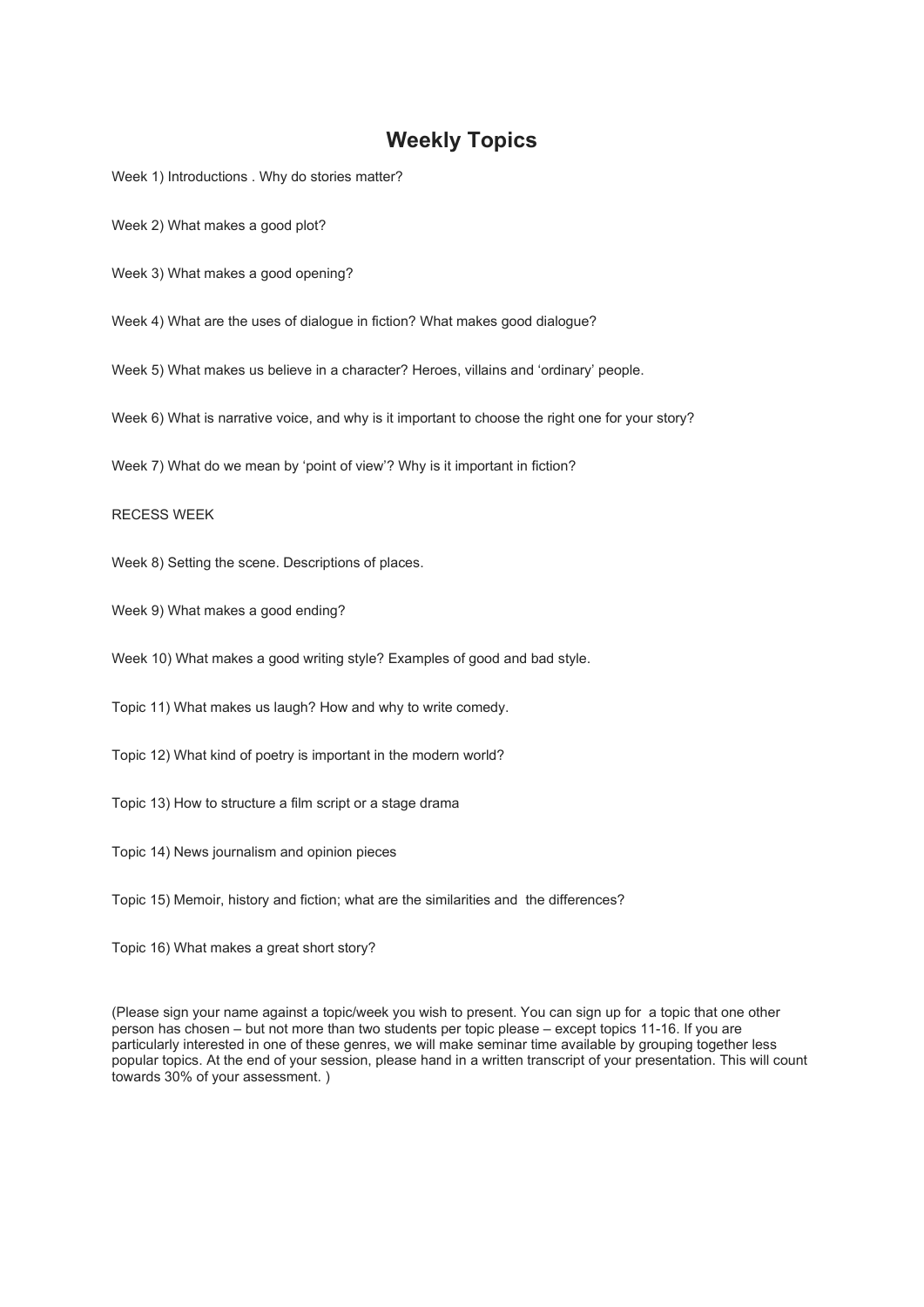# Weekly Topics

Week 1) Introductions . Why do stories matter?

Week 2) What makes a good plot?

Week 3) What makes a good opening?

Week 4) What are the uses of dialogue in fiction? What makes good dialogue?

Week 5) What makes us believe in a character? Heroes, villains and 'ordinary' people.

Week 6) What is narrative voice, and why is it important to choose the right one for your story?

Week 7) What do we mean by 'point of view'? Why is it important in fiction?

RECESS WEEK

Week 8) Setting the scene. Descriptions of places.

Week 9) What makes a good ending?

Week 10) What makes a good writing style? Examples of good and bad style.

Topic 11) What makes us laugh? How and why to write comedy.

Topic 12) What kind of poetry is important in the modern world?

Topic 13) How to structure a film script or a stage drama

Topic 14) News journalism and opinion pieces

Topic 15) Memoir, history and fiction; what are the similarities and the differences?

Topic 16) What makes a great short story?

(Please sign your name against a topic/week you wish to present. You can sign up for a topic that one other person has chosen – but not more than two students per topic please – except topics 11-16. If you are particularly interested in one of these genres, we will make seminar time available by grouping together less popular topics. At the end of your session, please hand in a written transcript of your presentation. This will count towards 30% of your assessment. )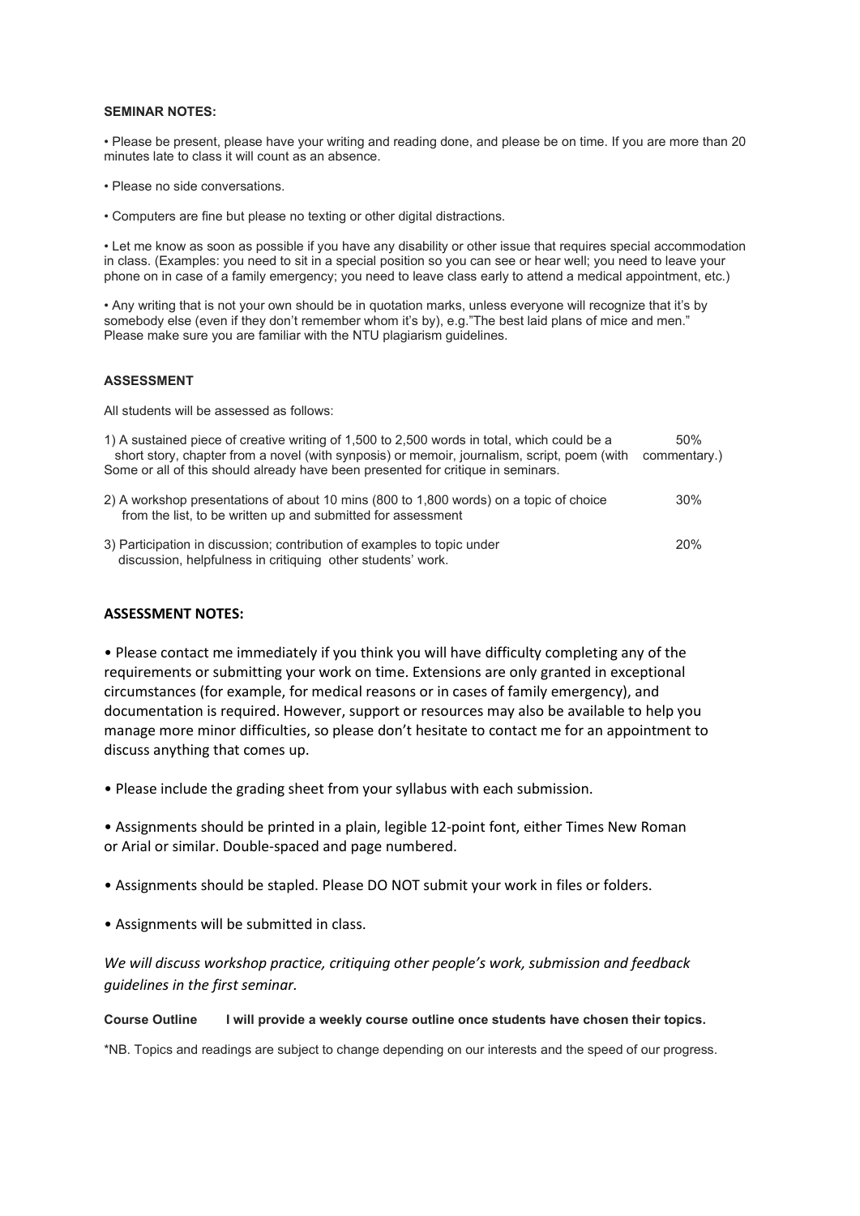**SEMINAR NOTES:**

• Please be present, please have your writing and reading done, and please be on time. If you are more than 20 minutes late to class it will count as an absence.

• Please no side conversations.

• Computers are fine but please no texting or other digital distractions.

• Let me know as soon as possible if you have any disability or other issue that requires special accommodation in class. (Examples: you need to sit in a special position so you can see or hear well; you need to leave your phone on in case of a family emergency; you need to leave class early to attend a medical appointment, etc.)

• Any writing that is not your own should be in quotation marks, unless everyone will recognize that it's by somebody else (even if they don't remember whom it's by), e.g."The best laid plans of mice and men." Please make sure you are familiar with the NTU plagiarism guidelines.

**ASSESSMENT**

All students will be assessed as follows:

| | |
|---|---|
| 1) A sustained piece of creative writing of 1,500 to 2,500 words in total, which could be a short story, chapter from a novel (with synopsis) or memoir, journalism, script, poem (with commentary.) Some or all of this should already have been presented for critique in seminars. | 50% |
| 2) A workshop presentations of about 10 mins (800 to 1,800 words) on a topic of choice from the list, to be written up and submitted for assessment | 30% |
| 3) Participation in discussion; contribution of examples to topic under discussion, helpfulness in critiquing other students' work. | 20% |

**ASSESSMENT NOTES:**

• Please contact me immediately if you think you will have difficulty completing any of the requirements or submitting your work on time. Extensions are only granted in exceptional circumstances (for example, for medical reasons or in cases of family emergency), and documentation is required. However, support or resources may also be available to help you manage more minor difficulties, so please don't hesitate to contact me for an appointment to discuss anything that comes up.

• Please include the grading sheet from your syllabus with each submission.

• Assignments should be printed in a plain, legible 12-point font, either Times New Roman or Arial or similar. Double-spaced and page numbered.

• Assignments should be stapled. Please DO NOT submit your work in files or folders.

• Assignments will be submitted in class.

*We will discuss workshop practice, critiquing other people's work, submission and feedback guidelines in the first seminar.*

**Course Outline I will provide a weekly course outline once students have chosen their topics.**

*NB. Topics and readings are subject to change depending on our interests and the speed of our progress.